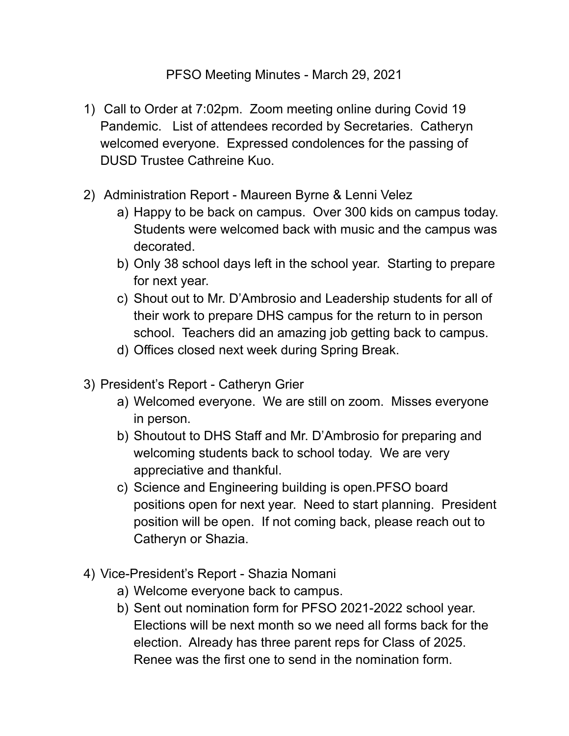# PFSO Meeting Minutes - March 29, 2021

1) Call to Order at 7:02pm. Zoom meeting online during Covid 19 Pandemic. List of attendees recorded by Secretaries. Catheryn welcomed everyone. Expressed condolences for the passing of DUSD Trustee Cathreine Kuo.

2) Administration Report - Maureen Byrne & Lenni Velez
   a) Happy to be back on campus. Over 300 kids on campus today. Students were welcomed back with music and the campus was decorated.
   b) Only 38 school days left in the school year. Starting to prepare for next year.
   c) Shout out to Mr. D'Ambrosio and Leadership students for all of their work to prepare DHS campus for the return to in person school. Teachers did an amazing job getting back to campus.
   d) Offices closed next week during Spring Break.

3) President's Report - Catheryn Grier
   a) Welcomed everyone. We are still on zoom. Misses everyone in person.
   b) Shoutout to DHS Staff and Mr. D'Ambrosio for preparing and welcoming students back to school today. We are very appreciative and thankful.
   c) Science and Engineering building is open.PFSO board positions open for next year. Need to start planning. President position will be open. If not coming back, please reach out to Catheryn or Shazia.

4) Vice-President's Report - Shazia Nomani
   a) Welcome everyone back to campus.
   b) Sent out nomination form for PFSO 2021-2022 school year. Elections will be next month so we need all forms back for the election. Already has three parent reps for Class of 2025. Renee was the first one to send in the nomination form.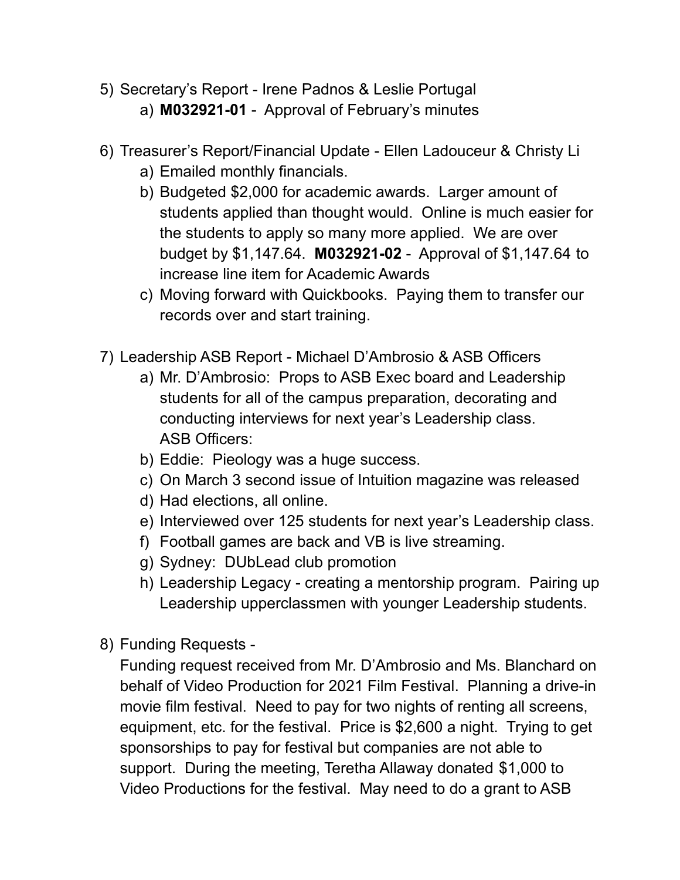5) Secretary's Report - Irene Padnos & Leslie Portugal
   a) **M032921-01** - Approval of February's minutes

6) Treasurer's Report/Financial Update - Ellen Ladouceur & Christy Li
   a) Emailed monthly financials.
   b) Budgeted $2,000 for academic awards. Larger amount of students applied than thought would. Online is much easier for the students to apply so many more applied. We are over budget by $1,147.64. **M032921-02** - Approval of $1,147.64 to increase line item for Academic Awards
   c) Moving forward with Quickbooks. Paying them to transfer our records over and start training.

7) Leadership ASB Report - Michael D'Ambrosio & ASB Officers
   a) Mr. D'Ambrosio: Props to ASB Exec board and Leadership students for all of the campus preparation, decorating and conducting interviews for next year's Leadership class.
      ASB Officers:
   b) Eddie: Pieology was a huge success.
   c) On March 3 second issue of Intuition magazine was released
   d) Had elections, all online.
   e) Interviewed over 125 students for next year's Leadership class.
   f) Football games are back and VB is live streaming.
   g) Sydney: DUbLead club promotion
   h) Leadership Legacy - creating a mentorship program. Pairing up Leadership upperclassmen with younger Leadership students.

8) Funding Requests -
   Funding request received from Mr. D'Ambrosio and Ms. Blanchard on behalf of Video Production for 2021 Film Festival. Planning a drive-in movie film festival. Need to pay for two nights of renting all screens, equipment, etc. for the festival. Price is $2,600 a night. Trying to get sponsorships to pay for festival but companies are not able to support. During the meeting, Teretha Allaway donated $1,000 to Video Productions for the festival. May need to do a grant to ASB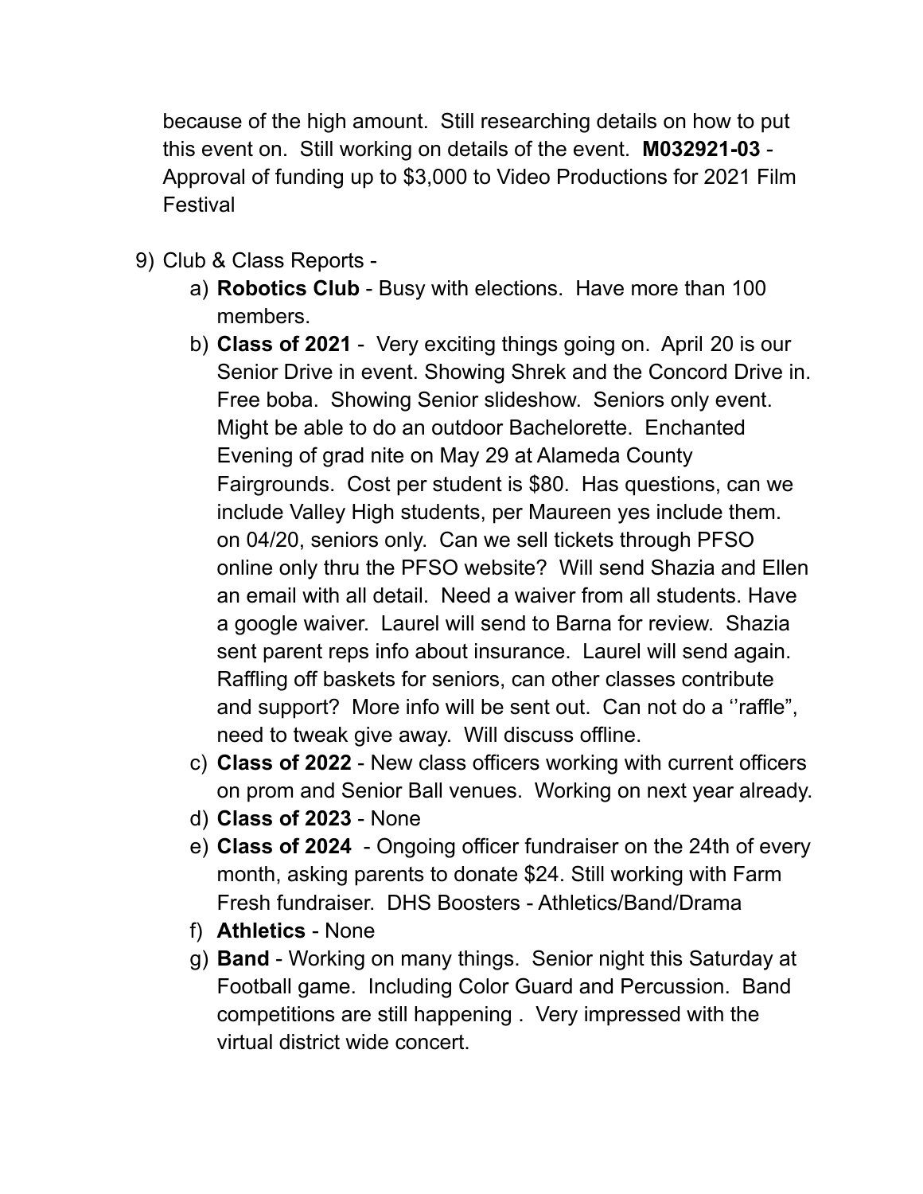because of the high amount. Still researching details on how to put this event on. Still working on details of the event. **M032921-03** - Approval of funding up to $3,000 to Video Productions for 2021 Film Festival

9) Club & Class Reports -
   a) **Robotics Club** - Busy with elections. Have more than 100 members.
   b) **Class of 2021** - Very exciting things going on. April 20 is our Senior Drive in event. Showing Shrek and the Concord Drive in. Free boba. Showing Senior slideshow. Seniors only event. Might be able to do an outdoor Bachelorette. Enchanted Evening of grad nite on May 29 at Alameda County Fairgrounds. Cost per student is $80. Has questions, can we include Valley High students, per Maureen yes include them. on 04/20, seniors only. Can we sell tickets through PFSO online only thru the PFSO website? Will send Shazia and Ellen an email with all detail. Need a waiver from all students. Have a google waiver. Laurel will send to Barna for review. Shazia sent parent reps info about insurance. Laurel will send again. Raffling off baskets for seniors, can other classes contribute and support? More info will be sent out. Can not do a ‘’raffle”, need to tweak give away. Will discuss offline.
   c) **Class of 2022** - New class officers working with current officers on prom and Senior Ball venues. Working on next year already.
   d) **Class of 2023** - None
   e) **Class of 2024** - Ongoing officer fundraiser on the 24th of every month, asking parents to donate $24. Still working with Farm Fresh fundraiser. DHS Boosters - Athletics/Band/Drama
   f) **Athletics** - None
   g) **Band** - Working on many things. Senior night this Saturday at Football game. Including Color Guard and Percussion. Band competitions are still happening . Very impressed with the virtual district wide concert.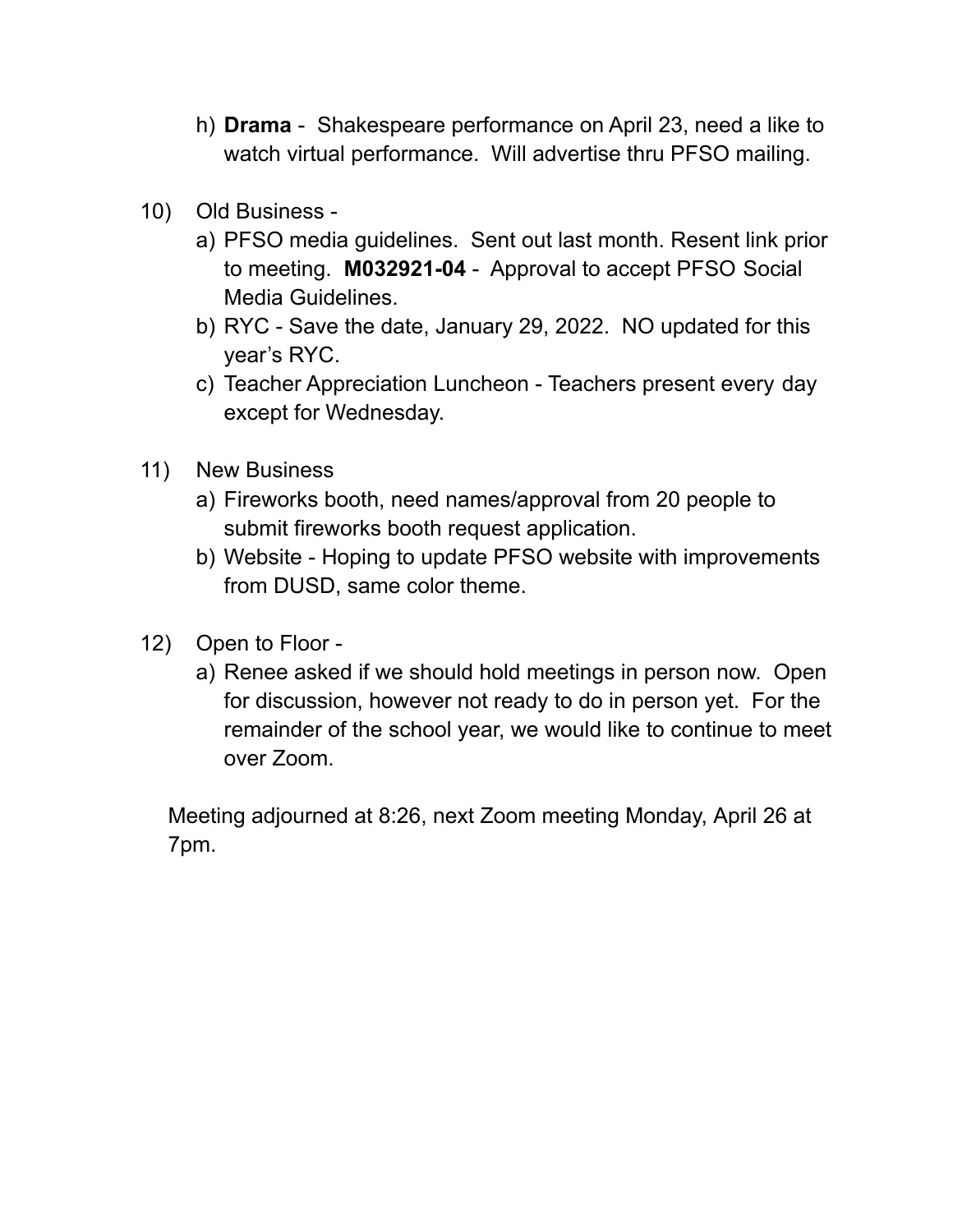h) **Drama** - Shakespeare performance on April 23, need a like to watch virtual performance. Will advertise thru PFSO mailing.

10) Old Business -
    a) PFSO media guidelines. Sent out last month. Resent link prior to meeting. **M032921-04** - Approval to accept PFSO Social Media Guidelines.
    b) RYC - Save the date, January 29, 2022. NO updated for this year's RYC.
    c) Teacher Appreciation Luncheon - Teachers present every day except for Wednesday.

11) New Business
    a) Fireworks booth, need names/approval from 20 people to submit fireworks booth request application.
    b) Website - Hoping to update PFSO website with improvements from DUSD, same color theme.

12) Open to Floor -
    a) Renee asked if we should hold meetings in person now. Open for discussion, however not ready to do in person yet. For the remainder of the school year, we would like to continue to meet over Zoom.

Meeting adjourned at 8:26, next Zoom meeting Monday, April 26 at 7pm.